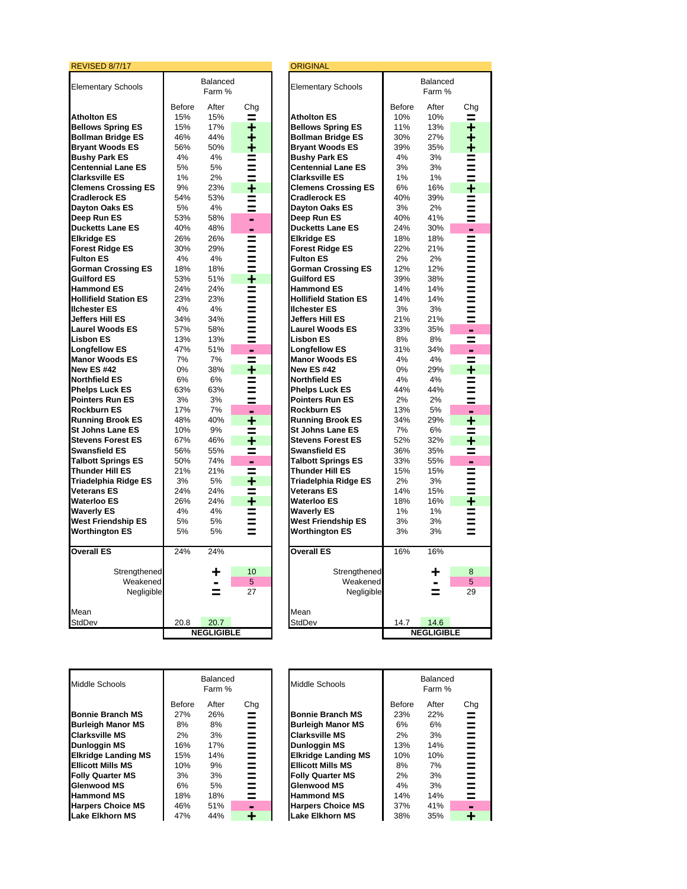**REVISED 8/7/17**

| Elementary Schools | Balanced Farm % Before | After | Chg |
|---|---|---|---|
| **Atholton ES** | 15% | 15% | = |
| **Bellows Spring ES** | 15% | 17% | + |
| **Bollman Bridge ES** | 46% | 44% | + |
| **Bryant Woods ES** | 56% | 50% | + |
| **Bushy Park ES** | 4% | 4% | = |
| **Centennial Lane ES** | 5% | 5% | = |
| **Clarksville ES** | 1% | 2% | = |
| **Clemens Crossing ES** | 9% | 23% | + |
| **Cradlerock ES** | 54% | 53% | = |
| **Dayton Oaks ES** | 5% | 4% | = |
| **Deep Run ES** | 53% | 58% | - |
| **Ducketts Lane ES** | 40% | 48% | - |
| **Elkridge ES** | 26% | 26% | = |
| **Forest Ridge ES** | 30% | 29% | = |
| **Fulton ES** | 4% | 4% | = |
| **Gorman Crossing ES** | 18% | 18% | = |
| **Guilford ES** | 53% | 51% | + |
| **Hammond ES** | 24% | 24% | = |
| **Hollifield Station ES** | 23% | 23% | = |
| **Ilchester ES** | 4% | 4% | = |
| **Jeffers Hill ES** | 34% | 34% | = |
| **Laurel Woods ES** | 57% | 58% | = |
| **Lisbon ES** | 13% | 13% | = |
| **Longfellow ES** | 47% | 51% | - |
| **Manor Woods ES** | 7% | 7% | = |
| **New ES #42** | 0% | 38% | + |
| **Northfield ES** | 6% | 6% | = |
| **Phelps Luck ES** | 63% | 63% | = |
| **Pointers Run ES** | 3% | 3% | = |
| **Rockburn ES** | 17% | 7% | - |
| **Running Brook ES** | 48% | 40% | + |
| **St Johns Lane ES** | 10% | 9% | = |
| **Stevens Forest ES** | 67% | 46% | + |
| **Swansfield ES** | 56% | 55% | = |
| **Talbott Springs ES** | 50% | 74% | - |
| **Thunder Hill ES** | 21% | 21% | = |
| **Triadelphia Ridge ES** | 3% | 5% | + |
| **Veterans ES** | 24% | 24% | = |
| **Waterloo ES** | 26% | 24% | + |
| **Waverly ES** | 4% | 4% | = |
| **West Friendship ES** | 5% | 5% | = |
| **Worthington ES** | 5% | 5% | = |
| **Overall ES** | 24% | 24% | |
| Strengthened | | + | 10 |
| Weakened | | - | 5 |
| Negligible | | = | 27 |
| Mean | | | |
| StdDev | 20.8 | 20.7 | |
| | **NEGLIGIBLE** | | |

**ORIGINAL**

| Elementary Schools | Balanced Farm % Before | After | Chg |
|---|---|---|---|
| **Atholton ES** | 10% | 10% | = |
| **Bellows Spring ES** | 11% | 13% | + |
| **Bollman Bridge ES** | 30% | 27% | + |
| **Bryant Woods ES** | 39% | 35% | + |
| **Bushy Park ES** | 4% | 3% | = |
| **Centennial Lane ES** | 3% | 3% | = |
| **Clarksville ES** | 1% | 1% | = |
| **Clemens Crossing ES** | 6% | 16% | + |
| **Cradlerock ES** | 40% | 39% | = |
| **Dayton Oaks ES** | 3% | 2% | = |
| **Deep Run ES** | 40% | 41% | = |
| **Ducketts Lane ES** | 24% | 30% | - |
| **Elkridge ES** | 18% | 18% | = |
| **Forest Ridge ES** | 22% | 21% | = |
| **Fulton ES** | 2% | 2% | = |
| **Gorman Crossing ES** | 12% | 12% | = |
| **Guilford ES** | 39% | 38% | = |
| **Hammond ES** | 14% | 14% | = |
| **Hollifield Station ES** | 14% | 14% | = |
| **Ilchester ES** | 3% | 3% | = |
| **Jeffers Hill ES** | 21% | 21% | = |
| **Laurel Woods ES** | 33% | 35% | - |
| **Lisbon ES** | 8% | 8% | = |
| **Longfellow ES** | 31% | 34% | - |
| **Manor Woods ES** | 4% | 4% | = |
| **New ES #42** | 0% | 29% | + |
| **Northfield ES** | 4% | 4% | = |
| **Phelps Luck ES** | 44% | 44% | = |
| **Pointers Run ES** | 2% | 2% | = |
| **Rockburn ES** | 13% | 5% | - |
| **Running Brook ES** | 34% | 29% | + |
| **St Johns Lane ES** | 7% | 6% | = |
| **Stevens Forest ES** | 52% | 32% | + |
| **Swansfield ES** | 36% | 35% | = |
| **Talbott Springs ES** | 33% | 55% | - |
| **Thunder Hill ES** | 15% | 15% | = |
| **Triadelphia Ridge ES** | 2% | 3% | = |
| **Veterans ES** | 14% | 15% | = |
| **Waterloo ES** | 18% | 16% | + |
| **Waverly ES** | 1% | 1% | = |
| **West Friendship ES** | 3% | 3% | = |
| **Worthington ES** | 3% | 3% | = |
| **Overall ES** | 16% | 16% | |
| Strengthened | | + | 8 |
| Weakened | | - | 5 |
| Negligible | | = | 29 |
| Mean | | | |
| StdDev | 14.7 | 14.6 | |
| | **NEGLIGIBLE** | | |

**REVISED 8/7/17**

| Middle Schools | Balanced Farm % Before | After | Chg |
|---|---|---|---|
| **Bonnie Branch MS** | 27% | 26% | = |
| **Burleigh Manor MS** | 8% | 8% | = |
| **Clarksville MS** | 2% | 3% | = |
| **Dunloggin MS** | 16% | 17% | = |
| **Elkridge Landing MS** | 15% | 14% | = |
| **Ellicott Mills MS** | 10% | 9% | = |
| **Folly Quarter MS** | 3% | 3% | = |
| **Glenwood MS** | 6% | 5% | = |
| **Hammond MS** | 18% | 18% | = |
| **Harpers Choice MS** | 46% | 51% | - |
| **Lake Elkhorn MS** | 47% | 44% | + |

**ORIGINAL**

| Middle Schools | Balanced Farm % Before | After | Chg |
|---|---|---|---|
| **Bonnie Branch MS** | 23% | 22% | = |
| **Burleigh Manor MS** | 6% | 6% | = |
| **Clarksville MS** | 2% | 3% | = |
| **Dunloggin MS** | 13% | 14% | = |
| **Elkridge Landing MS** | 10% | 10% | = |
| **Ellicott Mills MS** | 8% | 7% | = |
| **Folly Quarter MS** | 2% | 3% | = |
| **Glenwood MS** | 4% | 3% | = |
| **Hammond MS** | 14% | 14% | = |
| **Harpers Choice MS** | 37% | 41% | - |
| **Lake Elkhorn MS** | 38% | 35% | + |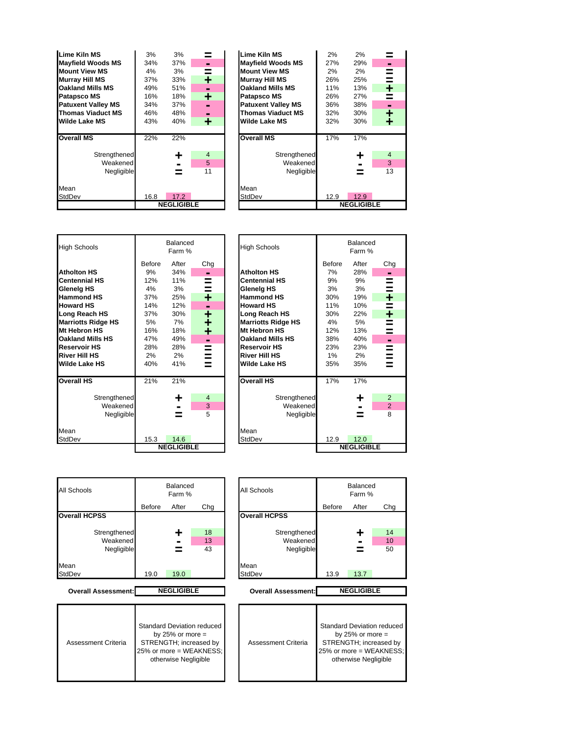| | Before | After | Chg |
|---|---|---|---|
| **Lime Kiln MS** | 3% | 3% | = |
| **Mayfield Woods MS** | 34% | 37% | - |
| **Mount View MS** | 4% | 3% | = |
| **Murray Hill MS** | 37% | 33% | + |
| **Oakland Mills MS** | 49% | 51% | - |
| **Patapsco MS** | 16% | 18% | + |
| **Patuxent Valley MS** | 34% | 37% | - |
| **Thomas Viaduct MS** | 46% | 48% | - |
| **Wilde Lake MS** | 43% | 40% | + |
| **Overall MS** | 22% | 22% | |
| Strengthened | | + | 4 |
| Weakened | | - | 5 |
| Negligible | | = | 11 |
| Mean StdDev | 16.8 | 17.2 | |
| | | **NEGLIGIBLE** | |

| | Before | After | Chg |
|---|---|---|---|
| **Lime Kiln MS** | 2% | 2% | = |
| **Mayfield Woods MS** | 27% | 29% | - |
| **Mount View MS** | 2% | 2% | = |
| **Murray Hill MS** | 26% | 25% | = |
| **Oakland Mills MS** | 11% | 13% | + |
| **Patapsco MS** | 26% | 27% | = |
| **Patuxent Valley MS** | 36% | 38% | - |
| **Thomas Viaduct MS** | 32% | 30% | + |
| **Wilde Lake MS** | 32% | 30% | + |
| **Overall MS** | 17% | 17% | |
| Strengthened | | + | 4 |
| Weakened | | - | 3 |
| Negligible | | = | 13 |
| Mean StdDev | 12.9 | 12.9 | |
| | | **NEGLIGIBLE** | |

| High Schools | Balanced Farm % | | |
|---|---|---|---|
| | Before | After | Chg |
| **Atholton HS** | 9% | 34% | - |
| **Centennial HS** | 12% | 11% | = |
| **Glenelg HS** | 4% | 3% | = |
| **Hammond HS** | 37% | 25% | + |
| **Howard HS** | 14% | 12% | - |
| **Long Reach HS** | 37% | 30% | + |
| **Marriotts Ridge HS** | 5% | 7% | + |
| **Mt Hebron HS** | 16% | 18% | + |
| **Oakland Mills HS** | 47% | 49% | - |
| **Reservoir HS** | 28% | 28% | = |
| **River Hill HS** | 2% | 2% | = |
| **Wilde Lake HS** | 40% | 41% | = |
| **Overall HS** | 21% | 21% | |
| Strengthened | | + | 4 |
| Weakened | | - | 3 |
| Negligible | | = | 5 |
| Mean StdDev | 15.3 | 14.6 | |
| | | **NEGLIGIBLE** | |

| High Schools | Balanced Farm % | | |
|---|---|---|---|
| | Before | After | Chg |
| **Atholton HS** | 7% | 28% | - |
| **Centennial HS** | 9% | 9% | = |
| **Glenelg HS** | 3% | 3% | = |
| **Hammond HS** | 30% | 19% | + |
| **Howard HS** | 11% | 10% | = |
| **Long Reach HS** | 30% | 22% | + |
| **Marriotts Ridge HS** | 4% | 5% | = |
| **Mt Hebron HS** | 12% | 13% | = |
| **Oakland Mills HS** | 38% | 40% | - |
| **Reservoir HS** | 23% | 23% | = |
| **River Hill HS** | 1% | 2% | = |
| **Wilde Lake HS** | 35% | 35% | = |
| **Overall HS** | 17% | 17% | |
| Strengthened | | + | 2 |
| Weakened | | - | 2 |
| Negligible | | = | 8 |
| Mean StdDev | 12.9 | 12.0 | |
| | | **NEGLIGIBLE** | |

| All Schools | Balanced Farm % | | |
|---|---|---|---|
| | Before | After | Chg |
| **Overall HCPSS** | | | |
| Strengthened | | + | 18 |
| Weakened | | - | 13 |
| Negligible | | = | 43 |
| Mean StdDev | 19.0 | 19.0 | |

**Overall Assessment:** **NEGLIGIBLE**

| All Schools | Balanced Farm % | | |
|---|---|---|---|
| | Before | After | Chg |
| **Overall HCPSS** | | | |
| Strengthened | | + | 14 |
| Weakened | | - | 10 |
| Negligible | | = | 50 |
| Mean StdDev | 13.9 | 13.7 | |

**Overall Assessment:** **NEGLIGIBLE**

| | |
|---|---|
| Assessment Criteria | Standard Deviation reduced by 25% or more = STRENGTH; increased by 25% or more = WEAKNESS; otherwise Negligible |

| | |
|---|---|
| Assessment Criteria | Standard Deviation reduced by 25% or more = STRENGTH; increased by 25% or more = WEAKNESS; otherwise Negligible |